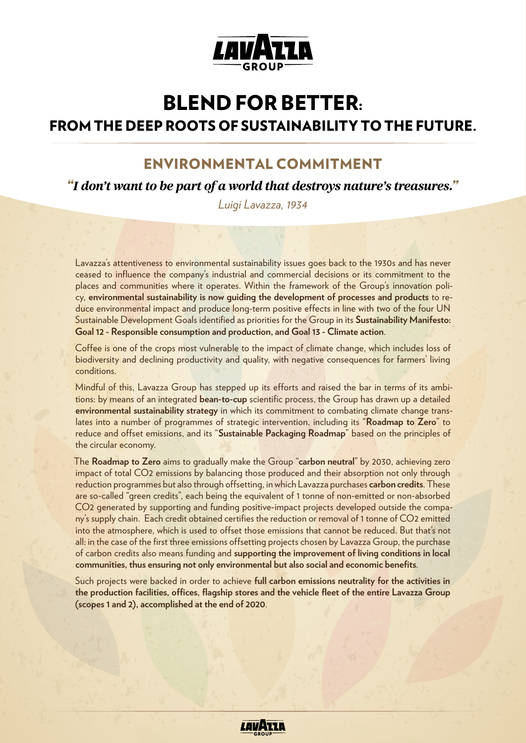# BLEND FOR BETTER:

## FROM THE DEEP ROOTS OF SUSTAINABILITY TO THE FUTURE.

## ENVIRONMENTAL COMMITMENT

***"I don't want to be part of a world that destroys nature's treasures."***

*Luigi Lavazza, 1934*

Lavazza's attentiveness to environmental sustainability issues goes back to the 1930s and has never ceased to influence the company's industrial and commercial decisions or its commitment to the places and communities where it operates. Within the framework of the Group's innovation policy, **environmental sustainability is now guiding the development of processes and products** to reduce environmental impact and produce long-term positive effects in line with two of the four UN Sustainable Development Goals identified as priorities for the Group in its **Sustainability Manifesto: Goal 12 - Responsible consumption and production, and Goal 13 - Climate action**.

Coffee is one of the crops most vulnerable to the impact of climate change, which includes loss of biodiversity and declining productivity and quality, with negative consequences for farmers' living conditions.

Mindful of this, Lavazza Group has stepped up its efforts and raised the bar in terms of its ambitions: by means of an integrated **bean-to-cup** scientific process, the Group has drawn up a detailed **environmental sustainability strategy** in which its commitment to combating climate change translates into a number of programmes of strategic intervention, including its "**Roadmap to Zero**" to reduce and offset emissions, and its "**Sustainable Packaging Roadmap**" based on the principles of the circular economy.

The **Roadmap to Zero** aims to gradually make the Group "**carbon neutral**" by 2030, achieving zero impact of total $CO_2$ emissions by balancing those produced and their absorption not only through reduction programmes but also through offsetting, in which Lavazza purchases **carbon credits**. These are so-called "green credits", each being the equivalent of 1 tonne of non-emitted or non-absorbed $CO_2$ generated by supporting and funding positive-impact projects developed outside the company's supply chain. Each credit obtained certifies the reduction or removal of 1 tonne of $CO_2$ emitted into the atmosphere, which is used to offset those emissions that cannot be reduced. But that's not all: in the case of the first three emissions offsetting projects chosen by Lavazza Group, the purchase of carbon credits also means funding and **supporting the improvement of living conditions in local communities, thus ensuring not only environmental but also social and economic benefits**.

Such projects were backed in order to achieve **full carbon emissions neutrality for the activities in the production facilities, offices, flagship stores and the vehicle fleet of the entire Lavazza Group (scopes 1 and 2), accomplished at the end of 2020**.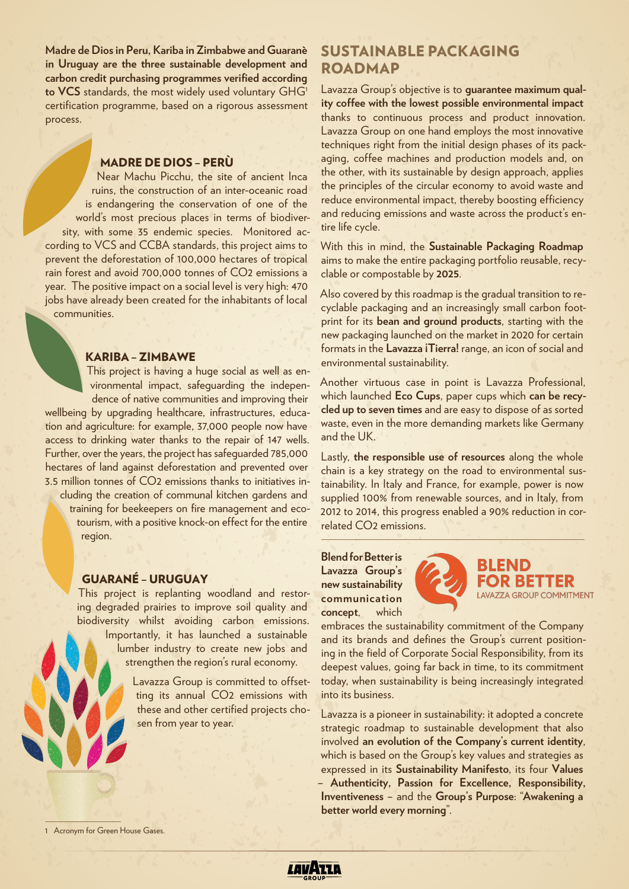**Madre de Dios in Peru, Kariba in Zimbabwe and Guaranè in Uruguay are the three sustainable development and carbon credit purchasing programmes verified according to VCS** standards, the most widely used voluntary GHG[1] certification programme, based on a rigorous assessment process.

### MADRE DE DIOS – PERÙ

Near Machu Picchu, the site of ancient Inca ruins, the construction of an inter-oceanic road is endangering the conservation of one of the world's most precious places in terms of biodiversity, with some 35 endemic species. Monitored according to VCS and CCBA standards, this project aims to prevent the deforestation of 100,000 hectares of tropical rain forest and avoid 700,000 tonnes of $CO_2$ emissions a year. The positive impact on a social level is very high: 470 jobs have already been created for the inhabitants of local communities.

### KARIBA – ZIMBAWE

This project is having a huge social as well as environmental impact, safeguarding the independence of native communities and improving their wellbeing by upgrading healthcare, infrastructures, education and agriculture: for example, 37,000 people now have access to drinking water thanks to the repair of 147 wells. Further, over the years, the project has safeguarded 785,000 hectares of land against deforestation and prevented over 3.5 million tonnes of $CO_2$ emissions thanks to initiatives including the creation of communal kitchen gardens and training for beekeepers on fire management and eco-tourism, with a positive knock-on effect for the entire region.

### GUARANÉ – URUGUAY

This project is replanting woodland and restoring degraded prairies to improve soil quality and biodiversity whilst avoiding carbon emissions. Importantly, it has launched a sustainable lumber industry to create new jobs and strengthen the region's rural economy.

Lavazza Group is committed to offsetting its annual $CO_2$ emissions with these and other certified projects chosen from year to year.

## SUSTAINABLE PACKAGING ROADMAP

Lavazza Group's objective is to **guarantee maximum quality coffee with the lowest possible environmental impact** thanks to continuous process and product innovation. Lavazza Group on one hand employs the most innovative techniques right from the initial design phases of its packaging, coffee machines and production models and, on the other, with its sustainable by design approach, applies the principles of the circular economy to avoid waste and reduce environmental impact, thereby boosting efficiency and reducing emissions and waste across the product's entire life cycle.

With this in mind, the **Sustainable Packaging Roadmap** aims to make the entire packaging portfolio reusable, recyclable or compostable by **2025**.

Also covered by this roadmap is the gradual transition to recyclable packaging and an increasingly small carbon footprint for its **bean and ground products**, starting with the new packaging launched on the market in 2020 for certain formats in the **Lavazza iTierra!** range, an icon of social and environmental sustainability.

Another virtuous case in point is Lavazza Professional, which launched **Eco Cups**, paper cups which **can be recycled up to seven times** and are easy to dispose of as sorted waste, even in the more demanding markets like Germany and the UK.

Lastly, **the responsible use of resources** along the whole chain is a key strategy on the road to environmental sustainability. In Italy and France, for example, power is now supplied 100% from renewable sources, and in Italy, from 2012 to 2014, this progress enabled a 90% reduction in correlated $CO_2$ emissions.

BLEND FOR BETTER
LAVAZZA GROUP COMMITMENT

**Blend for Better is Lavazza Group's new sustainability communication concept**, which embraces the sustainability commitment of the Company and its brands and defines the Group's current positioning in the field of Corporate Social Responsibility, from its deepest values, going far back in time, to its commitment today, when sustainability is being increasingly integrated into its business.

Lavazza is a pioneer in sustainability: it adopted a concrete strategic roadmap to sustainable development that also involved **an evolution of the Company's current identity**, which is based on the Group's key values and strategies as expressed in its **Sustainability Manifesto**, its four **Values – Authenticity, Passion for Excellence, Responsibility, Inventiveness** – and the **Group's Purpose**: "**Awakening a better world every morning**".

[1] Acronym for Green House Gases.